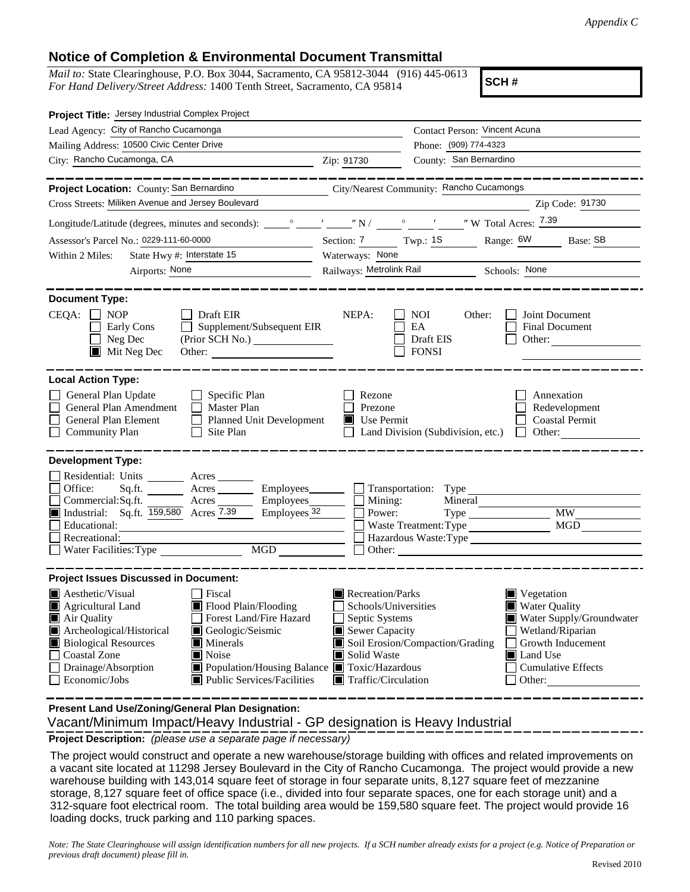*Appendix C*

## Notice of Completion & Environmental Document Transmittal

*Mail to:* State Clearinghouse, P.O. Box 3044, Sacramento, CA 95812-3044 (916) 445-0613
*For Hand Delivery/Street Address:* 1400 Tenth Street, Sacramento, CA 95814

**SCH #**

**Project Title:** Jersey Industrial Complex Project

Lead Agency: City of Rancho Cucamonga | Contact Person: Vincent Acuna
Mailing Address: 10500 Civic Center Drive | Phone: (909) 774-4323
City: Rancho Cucamonga, CA | Zip: 91730 | County: San Bernardino

**Project Location:** County: San Bernardino | City/Nearest Community: Rancho Cucamongs
Cross Streets: Miliken Avenue and Jersey Boulevard | Zip Code: 91730
Longitude/Latitude (degrees, minutes and seconds): ____° ____′ ____″ N / ____° ____′ ____″ W Total Acres: 7.39
Assessor's Parcel No.: 0229-111-60-0000 | Section: 7 | Twp.: 1S | Range: 6W | Base: SB
Within 2 Miles: State Hwy #: Interstate 15 | Waterways: None
Airports: None | Railways: Metrolink Rail | Schools: None

**Document Type:**

CEQA: ☐ NOP ☐ Early Cons ☐ Neg Dec ☒ Mit Neg Dec ☐ Draft EIR ☐ Supplement/Subsequent EIR (Prior SCH No.) ______ Other: ______
NEPA: ☐ NOI ☐ EA ☐ Draft EIS ☐ FONSI
Other: ☐ Joint Document ☐ Final Document ☐ Other: ______

**Local Action Type:**

☐ General Plan Update ☐ General Plan Amendment ☐ General Plan Element ☐ Community Plan ☐ Specific Plan ☐ Master Plan ☐ Planned Unit Development ☐ Site Plan ☐ Rezone ☐ Prezone ☒ Use Permit ☐ Land Division (Subdivision, etc.) ☐ Annexation ☐ Redevelopment ☐ Coastal Permit ☐ Other: ______

**Development Type:**

☐ Residential: Units ____ Acres ____
☐ Office: Sq.ft. ____ Acres ____ Employees ____
☐ Commercial: Sq.ft. ____ Acres ____ Employees ____
☒ Industrial: Sq.ft. 159,580 Acres 7.39 Employees 32
☐ Educational: ______
☐ Recreational: ______
☐ Water Facilities: Type ____ MGD ____
☐ Transportation: Type ______
☐ Mining: Mineral ______
☐ Power: Type ____ MW ____
☐ Waste Treatment: Type ____ MGD ____
☐ Hazardous Waste: Type ______
☐ Other: ______

**Project Issues Discussed in Document:**

☒ Aesthetic/Visual ☒ Agricultural Land ☒ Air Quality ☒ Archeological/Historical ☒ Biological Resources ☐ Coastal Zone ☐ Drainage/Absorption ☐ Economic/Jobs
☐ Fiscal ☒ Flood Plain/Flooding ☐ Forest Land/Fire Hazard ☒ Geologic/Seismic ☒ Minerals ☒ Noise ☒ Population/Housing Balance ☒ Public Services/Facilities
☒ Recreation/Parks ☐ Schools/Universities ☐ Septic Systems ☒ Sewer Capacity ☒ Soil Erosion/Compaction/Grading ☒ Solid Waste ☒ Toxic/Hazardous ☒ Traffic/Circulation
☒ Vegetation ☒ Water Quality ☒ Water Supply/Groundwater ☐ Wetland/Riparian ☐ Growth Inducement ☒ Land Use ☐ Cumulative Effects ☐ Other: ______

**Present Land Use/Zoning/General Plan Designation:**

Vacant/Minimum Impact/Heavy Industrial - GP designation is Heavy Industrial

**Project Description:** *(please use a separate page if necessary)*

The project would construct and operate a new warehouse/storage building with offices and related improvements on a vacant site located at 11298 Jersey Boulevard in the City of Rancho Cucamonga. The project would provide a new warehouse building with 143,014 square feet of storage in four separate units, 8,127 square feet of mezzanine storage, 8,127 square feet of office space (i.e., divided into four separate spaces, one for each storage unit) and a 312-square foot electrical room. The total building area would be 159,580 square feet. The project would provide 16 loading docks, truck parking and 110 parking spaces.

*Note: The State Clearinghouse will assign identification numbers for all new projects. If a SCH number already exists for a project (e.g. Notice of Preparation or previous draft document) please fill in.*

Revised 2010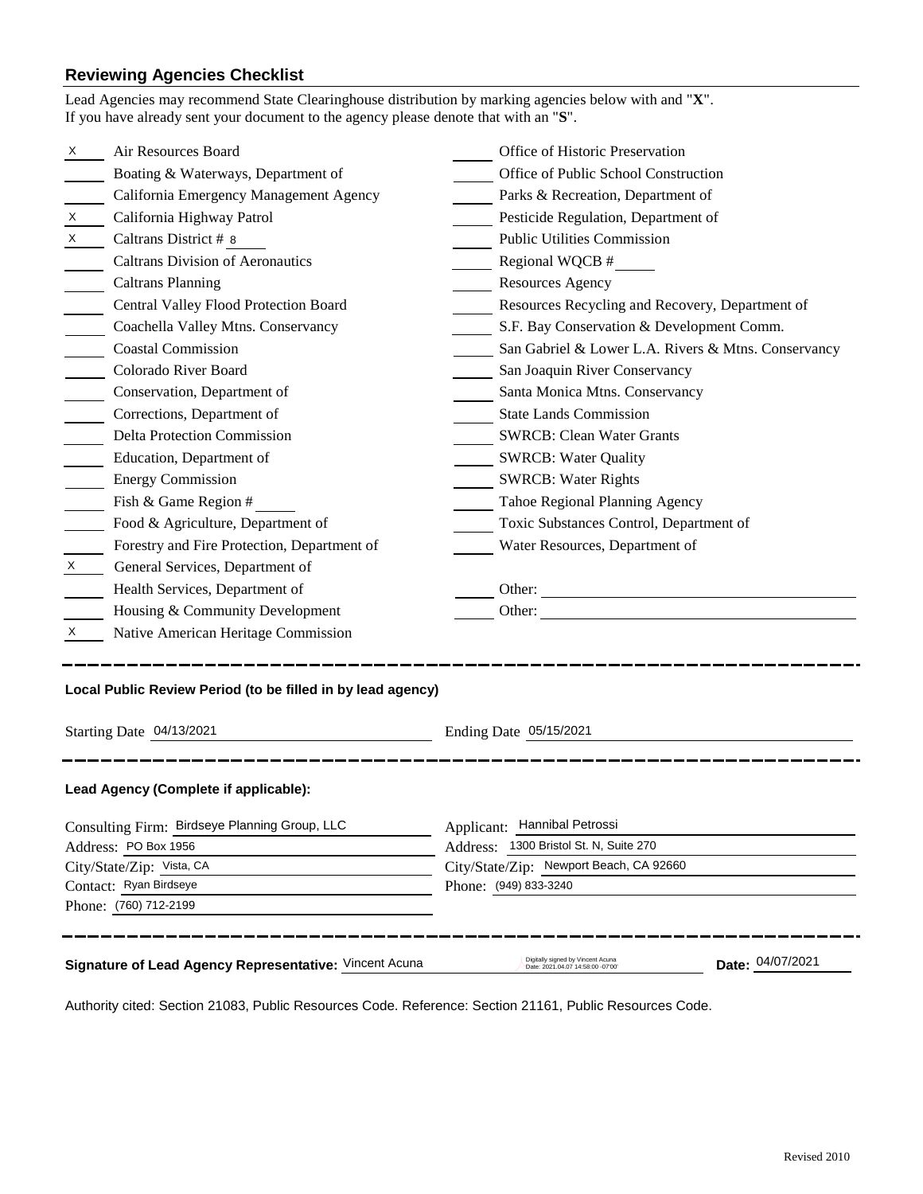## Reviewing Agencies Checklist

Lead Agencies may recommend State Clearinghouse distribution by marking agencies below with and "**X**".
If you have already sent your document to the agency please denote that with an "**S**".

| | | | |
|---|---|---|---|
| X | Air Resources Board | | Office of Historic Preservation |
| | Boating & Waterways, Department of | | Office of Public School Construction |
| | California Emergency Management Agency | | Parks & Recreation, Department of |
| X | California Highway Patrol | | Pesticide Regulation, Department of |
| X | Caltrans District # 8 | | Public Utilities Commission |
| | Caltrans Division of Aeronautics | | Regional WQCB # |
| | Caltrans Planning | | Resources Agency |
| | Central Valley Flood Protection Board | | Resources Recycling and Recovery, Department of |
| | Coachella Valley Mtns. Conservancy | | S.F. Bay Conservation & Development Comm. |
| | Coastal Commission | | San Gabriel & Lower L.A. Rivers & Mtns. Conservancy |
| | Colorado River Board | | San Joaquin River Conservancy |
| | Conservation, Department of | | Santa Monica Mtns. Conservancy |
| | Corrections, Department of | | State Lands Commission |
| | Delta Protection Commission | | SWRCB: Clean Water Grants |
| | Education, Department of | | SWRCB: Water Quality |
| | Energy Commission | | SWRCB: Water Rights |
| | Fish & Game Region # | | Tahoe Regional Planning Agency |
| | Food & Agriculture, Department of | | Toxic Substances Control, Department of |
| | Forestry and Fire Protection, Department of | | Water Resources, Department of |
| X | General Services, Department of | | |
| | Health Services, Department of | | Other: |
| | Housing & Community Development | | Other: |
| X | Native American Heritage Commission | | |

---

**Local Public Review Period (to be filled in by lead agency)**

Starting Date 04/13/2021 Ending Date 05/15/2021

---

**Lead Agency (Complete if applicable):**

| | |
|---|---|
| Consulting Firm: Birdseye Planning Group, LLC | Applicant: Hannibal Petrossi |
| Address: PO Box 1956 | Address: 1300 Bristol St. N, Suite 270 |
| City/State/Zip: Vista, CA | City/State/Zip: Newport Beach, CA 92660 |
| Contact: Ryan Birdseye | Phone: (949) 833-3240 |
| Phone: (760) 712-2199 | |

---

**Signature of Lead Agency Representative:** Vincent Acuna Digitally signed by Vincent Acuna Date: 2021.04.07 14:58:00 -07'00' **Date:** 04/07/2021

Authority cited: Section 21083, Public Resources Code. Reference: Section 21161, Public Resources Code.

Revised 2010